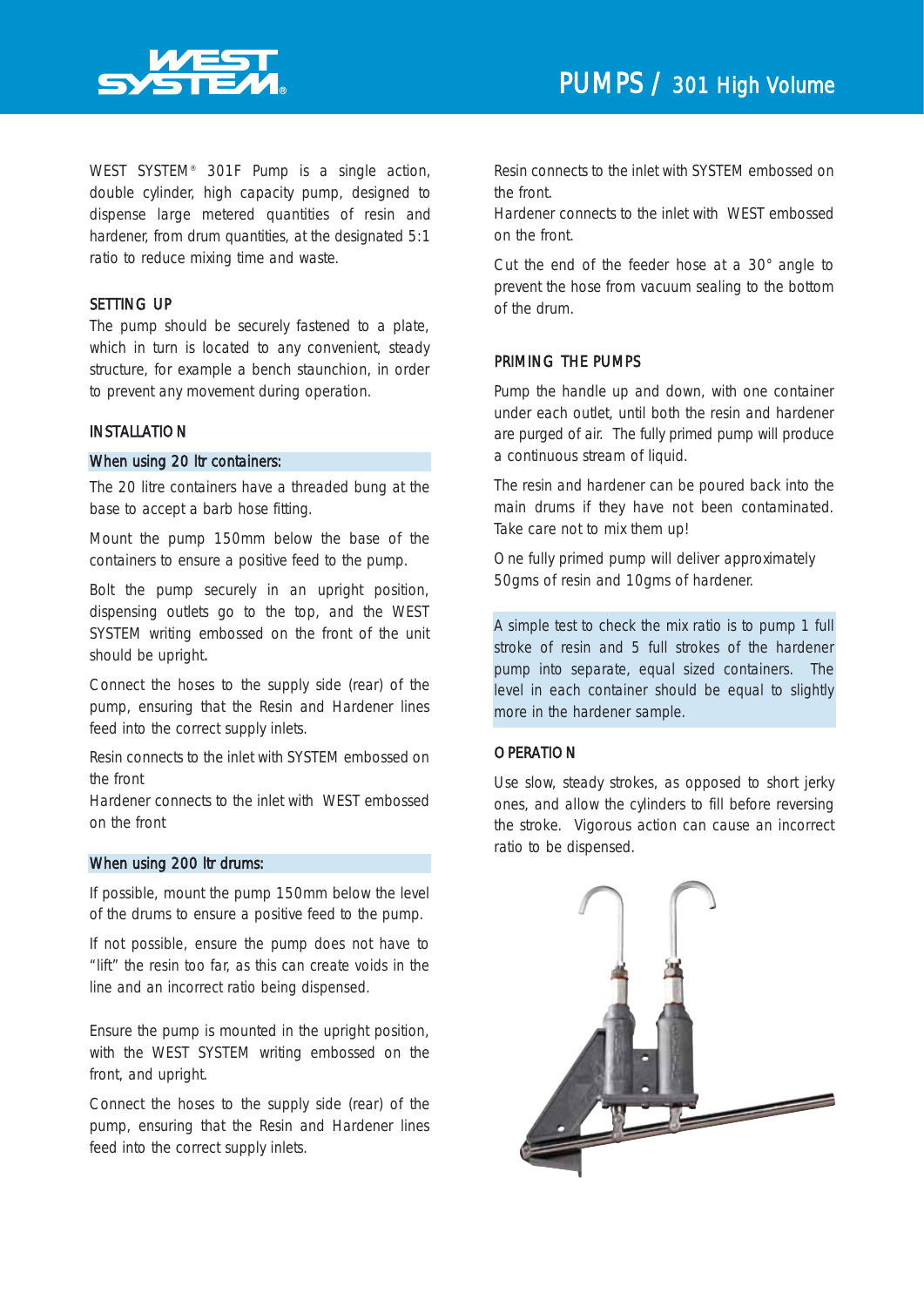# PUMPS / 301 High Volume

WEST SYSTEM® 301F Pump is a single action, double cylinder, high capacity pump, designed to dispense large metered quantities of resin and hardener, from drum quantities, at the designated 5:1 ratio to reduce mixing time and waste.

## SETTING UP

The pump should be securely fastened to a plate, which in turn is located to any convenient, steady structure, for example a bench staunchion, in order to prevent any movement during operation.

## INSTALLATION

### When using 20 ltr containers:

The 20 litre containers have a threaded bung at the base to accept a barb hose fitting.

Mount the pump 150mm below the base of the containers to ensure a positive feed to the pump.

Bolt the pump securely in an upright position, dispensing outlets go to the top, and the WEST SYSTEM writing embossed on the front of the unit should be upright.

Connect the hoses to the supply side (rear) of the pump, ensuring that the Resin and Hardener lines feed into the correct supply inlets.

Resin connects to the inlet with SYSTEM embossed on the front
Hardener connects to the inlet with WEST embossed on the front

### When using 200 ltr drums:

If possible, mount the pump 150mm below the level of the drums to ensure a positive feed to the pump.

If not possible, ensure the pump does not have to "lift" the resin too far, as this can create voids in the line and an incorrect ratio being dispensed.

Ensure the pump is mounted in the upright position, with the WEST SYSTEM writing embossed on the front, and upright.

Connect the hoses to the supply side (rear) of the pump, ensuring that the Resin and Hardener lines feed into the correct supply inlets.

Resin connects to the inlet with SYSTEM embossed on the front.
Hardener connects to the inlet with WEST embossed on the front.

Cut the end of the feeder hose at a 30° angle to prevent the hose from vacuum sealing to the bottom of the drum.

## PRIMING THE PUMPS

Pump the handle up and down, with one container under each outlet, until both the resin and hardener are purged of air. The fully primed pump will produce a continuous stream of liquid.

The resin and hardener can be poured back into the main drums if they have not been contaminated. Take care not to mix them up!

One fully primed pump will deliver approximately 50gms of resin and 10gms of hardener.

A simple test to check the mix ratio is to pump 1 full stroke of resin and 5 full strokes of the hardener pump into separate, equal sized containers. The level in each container should be equal to slightly more in the hardener sample.

## OPERATION

Use slow, steady strokes, as opposed to short jerky ones, and allow the cylinders to fill before reversing the stroke. Vigorous action can cause an incorrect ratio to be dispensed.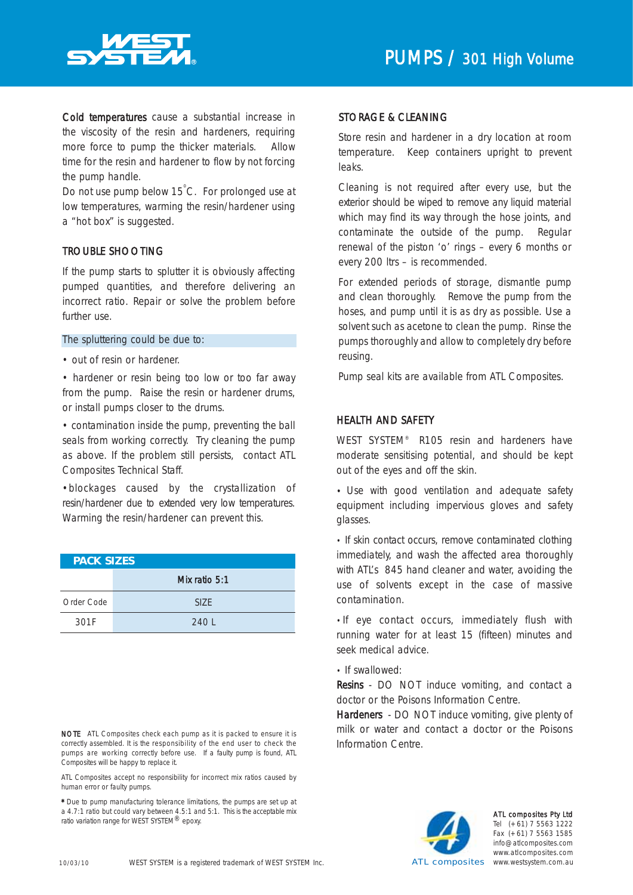# PUMPS / 301 High Volume

**Cold temperatures** cause a substantial increase in the viscosity of the resin and hardeners, requiring more force to pump the thicker materials. Allow time for the resin and hardener to flow by not forcing the pump handle.

Do not use pump below 15°C. For prolonged use at low temperatures, warming the resin/hardener using a "hot box" is suggested.

## TROUBLE SHOOTING

If the pump starts to splutter it is obviously affecting pumped quantities, and therefore delivering an incorrect ratio. Repair or solve the problem before further use.

The spluttering could be due to:

- out of resin or hardener.
- hardener or resin being too low or too far away from the pump. Raise the resin or hardener drums, or install pumps closer to the drums.
- contamination inside the pump, preventing the ball seals from working correctly. Try cleaning the pump as above. If the problem still persists, contact ATL Composites Technical Staff.
- blockages caused by the crystallization of resin/hardener due to extended very low temperatures. Warming the resin/hardener can prevent this.

## PACK SIZES

| | |
|---|---|
| | Mix ratio 5:1 |
| Order Code | SIZE |
| 301F | 240 L |

**NOTE** ATL Composites check each pump as it is packed to ensure it is correctly assembled. It is the responsibility of the end user to check the pumps are working correctly before use. If a faulty pump is found, ATL Composites will be happy to replace it.

ATL Composites accept no responsibility for incorrect mix ratios caused by human error or faulty pumps.

**\*** Due to pump manufacturing tolerance limitations, the pumps are set up at a 4.7:1 ratio but could vary between 4.5:1 and 5:1. This is the acceptable mix ratio variation range for WEST SYSTEM® epoxy.

## STORAGE & CLEANING

Store resin and hardener in a dry location at room temperature. Keep containers upright to prevent leaks.

Cleaning is not required after every use, but the exterior should be wiped to remove any liquid material which may find its way through the hose joints, and contaminate the outside of the pump. Regular renewal of the piston 'o' rings – every 6 months or every 200 ltrs – is recommended.

For extended periods of storage, dismantle pump and clean thoroughly. Remove the pump from the hoses, and pump until it is as dry as possible. Use a solvent such as acetone to clean the pump. Rinse the pumps thoroughly and allow to completely dry before reusing.

Pump seal kits are available from ATL Composites.

## HEALTH AND SAFETY

WEST SYSTEM® R105 resin and hardeners have moderate sensitising potential, and should be kept out of the eyes and off the skin.

- Use with good ventilation and adequate safety equipment including impervious gloves and safety glasses.
- If skin contact occurs, remove contaminated clothing immediately, and wash the affected area thoroughly with ATL's 845 hand cleaner and water, avoiding the use of solvents except in the case of massive contamination.
- If eye contact occurs, immediately flush with running water for at least 15 (fifteen) minutes and seek medical advice.
- If swallowed:

**Resins** - DO NOT induce vomiting, and contact a doctor or the Poisons Information Centre.

**Hardeners** - DO NOT induce vomiting, give plenty of milk or water and contact a doctor or the Poisons Information Centre.

**ATL composites Pty Ltd**
Tel (+61) 7 5563 1222
Fax (+61) 7 5563 1585
info@atlcomposites.com
www.atlcomposites.com
www.westsystem.com.au

10/03/10 WEST SYSTEM is a registered trademark of WEST SYSTEM Inc.